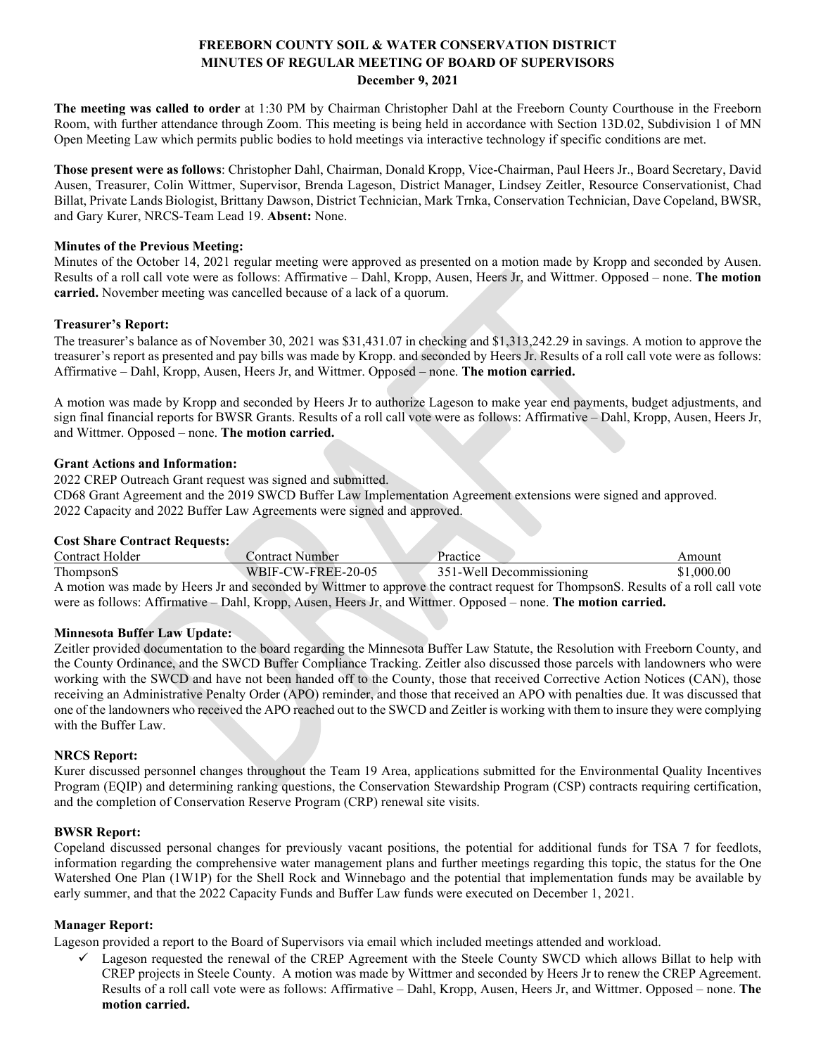# FREEBORN COUNTY SOIL & WATER CONSERVATION DISTRICT
## MINUTES OF REGULAR MEETING OF BOARD OF SUPERVISORS
### December 9, 2021

**The meeting was called to order** at 1:30 PM by Chairman Christopher Dahl at the Freeborn County Courthouse in the Freeborn Room, with further attendance through Zoom. This meeting is being held in accordance with Section 13D.02, Subdivision 1 of MN Open Meeting Law which permits public bodies to hold meetings via interactive technology if specific conditions are met.

**Those present were as follows**: Christopher Dahl, Chairman, Donald Kropp, Vice-Chairman, Paul Heers Jr., Board Secretary, David Ausen, Treasurer, Colin Wittmer, Supervisor, Brenda Lageson, District Manager, Lindsey Zeitler, Resource Conservationist, Chad Billat, Private Lands Biologist, Brittany Dawson, District Technician, Mark Trnka, Conservation Technician, Dave Copeland, BWSR, and Gary Kurer, NRCS-Team Lead 19. **Absent:** None.

**Minutes of the Previous Meeting:**
Minutes of the October 14, 2021 regular meeting were approved as presented on a motion made by Kropp and seconded by Ausen. Results of a roll call vote were as follows: Affirmative – Dahl, Kropp, Ausen, Heers Jr, and Wittmer. Opposed – none. **The motion carried.** November meeting was cancelled because of a lack of a quorum.

**Treasurer's Report:**
The treasurer's balance as of November 30, 2021 was $31,431.07 in checking and $1,313,242.29 in savings. A motion to approve the treasurer's report as presented and pay bills was made by Kropp. and seconded by Heers Jr. Results of a roll call vote were as follows: Affirmative – Dahl, Kropp, Ausen, Heers Jr, and Wittmer. Opposed – none. **The motion carried.**

A motion was made by Kropp and seconded by Heers Jr to authorize Lageson to make year end payments, budget adjustments, and sign final financial reports for BWSR Grants. Results of a roll call vote were as follows: Affirmative – Dahl, Kropp, Ausen, Heers Jr, and Wittmer. Opposed – none. **The motion carried.**

**Grant Actions and Information:**
2022 CREP Outreach Grant request was signed and submitted.
CD68 Grant Agreement and the 2019 SWCD Buffer Law Implementation Agreement extensions were signed and approved.
2022 Capacity and 2022 Buffer Law Agreements were signed and approved.

**Cost Share Contract Requests:**

| Contract Holder | Contract Number | Practice | Amount |
|---|---|---|---|
| ThompsonS | WBIF-CW-FREE-20-05 | 351-Well Decommissioning | $1,000.00 |

A motion was made by Heers Jr and seconded by Wittmer to approve the contract request for ThompsonS. Results of a roll call vote were as follows: Affirmative – Dahl, Kropp, Ausen, Heers Jr, and Wittmer. Opposed – none. **The motion carried.**

**Minnesota Buffer Law Update:**
Zeitler provided documentation to the board regarding the Minnesota Buffer Law Statute, the Resolution with Freeborn County, and the County Ordinance, and the SWCD Buffer Compliance Tracking. Zeitler also discussed those parcels with landowners who were working with the SWCD and have not been handed off to the County, those that received Corrective Action Notices (CAN), those receiving an Administrative Penalty Order (APO) reminder, and those that received an APO with penalties due. It was discussed that one of the landowners who received the APO reached out to the SWCD and Zeitler is working with them to insure they were complying with the Buffer Law.

**NRCS Report:**
Kurer discussed personnel changes throughout the Team 19 Area, applications submitted for the Environmental Quality Incentives Program (EQIP) and determining ranking questions, the Conservation Stewardship Program (CSP) contracts requiring certification, and the completion of Conservation Reserve Program (CRP) renewal site visits.

**BWSR Report:**
Copeland discussed personal changes for previously vacant positions, the potential for additional funds for TSA 7 for feedlots, information regarding the comprehensive water management plans and further meetings regarding this topic, the status for the One Watershed One Plan (1W1P) for the Shell Rock and Winnebago and the potential that implementation funds may be available by early summer, and that the 2022 Capacity Funds and Buffer Law funds were executed on December 1, 2021.

**Manager Report:**
Lageson provided a report to the Board of Supervisors via email which included meetings attended and workload.

- ✓ Lageson requested the renewal of the CREP Agreement with the Steele County SWCD which allows Billat to help with CREP projects in Steele County. A motion was made by Wittmer and seconded by Heers Jr to renew the CREP Agreement. Results of a roll call vote were as follows: Affirmative – Dahl, Kropp, Ausen, Heers Jr, and Wittmer. Opposed – none. **The motion carried.**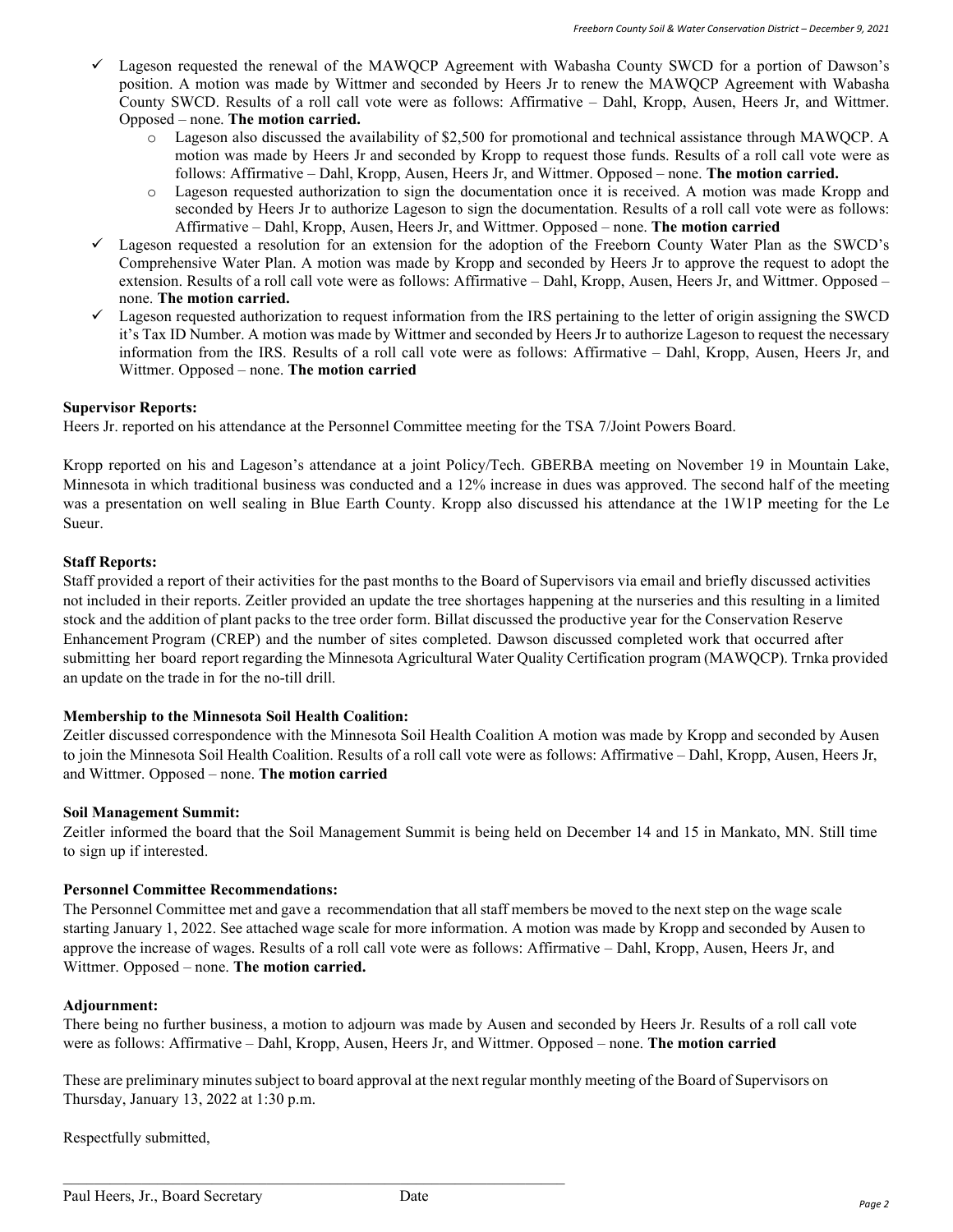- ✓ Lageson requested the renewal of the MAWQCP Agreement with Wabasha County SWCD for a portion of Dawson's position. A motion was made by Wittmer and seconded by Heers Jr to renew the MAWQCP Agreement with Wabasha County SWCD. Results of a roll call vote were as follows: Affirmative – Dahl, Kropp, Ausen, Heers Jr, and Wittmer. Opposed – none. **The motion carried.**
  - o Lageson also discussed the availability of $2,500 for promotional and technical assistance through MAWQCP. A motion was made by Heers Jr and seconded by Kropp to request those funds. Results of a roll call vote were as follows: Affirmative – Dahl, Kropp, Ausen, Heers Jr, and Wittmer. Opposed – none. **The motion carried.**
  - o Lageson requested authorization to sign the documentation once it is received. A motion was made Kropp and seconded by Heers Jr to authorize Lageson to sign the documentation. Results of a roll call vote were as follows: Affirmative – Dahl, Kropp, Ausen, Heers Jr, and Wittmer. Opposed – none. **The motion carried**
- ✓ Lageson requested a resolution for an extension for the adoption of the Freeborn County Water Plan as the SWCD's Comprehensive Water Plan. A motion was made by Kropp and seconded by Heers Jr to approve the request to adopt the extension. Results of a roll call vote were as follows: Affirmative – Dahl, Kropp, Ausen, Heers Jr, and Wittmer. Opposed – none. **The motion carried.**
- ✓ Lageson requested authorization to request information from the IRS pertaining to the letter of origin assigning the SWCD it's Tax ID Number. A motion was made by Wittmer and seconded by Heers Jr to authorize Lageson to request the necessary information from the IRS. Results of a roll call vote were as follows: Affirmative – Dahl, Kropp, Ausen, Heers Jr, and Wittmer. Opposed – none. **The motion carried**

**Supervisor Reports:**
Heers Jr. reported on his attendance at the Personnel Committee meeting for the TSA 7/Joint Powers Board.

Kropp reported on his and Lageson's attendance at a joint Policy/Tech. GBERBA meeting on November 19 in Mountain Lake, Minnesota in which traditional business was conducted and a 12% increase in dues was approved. The second half of the meeting was a presentation on well sealing in Blue Earth County. Kropp also discussed his attendance at the 1W1P meeting for the Le Sueur.

**Staff Reports:**
Staff provided a report of their activities for the past months to the Board of Supervisors via email and briefly discussed activities not included in their reports. Zeitler provided an update the tree shortages happening at the nurseries and this resulting in a limited stock and the addition of plant packs to the tree order form. Billat discussed the productive year for the Conservation Reserve Enhancement Program (CREP) and the number of sites completed. Dawson discussed completed work that occurred after submitting her board report regarding the Minnesota Agricultural Water Quality Certification program (MAWQCP). Trnka provided an update on the trade in for the no-till drill.

**Membership to the Minnesota Soil Health Coalition:**
Zeitler discussed correspondence with the Minnesota Soil Health Coalition A motion was made by Kropp and seconded by Ausen to join the Minnesota Soil Health Coalition. Results of a roll call vote were as follows: Affirmative – Dahl, Kropp, Ausen, Heers Jr, and Wittmer. Opposed – none. **The motion carried**

**Soil Management Summit:**
Zeitler informed the board that the Soil Management Summit is being held on December 14 and 15 in Mankato, MN. Still time to sign up if interested.

**Personnel Committee Recommendations:**
The Personnel Committee met and gave a recommendation that all staff members be moved to the next step on the wage scale starting January 1, 2022. See attached wage scale for more information. A motion was made by Kropp and seconded by Ausen to approve the increase of wages. Results of a roll call vote were as follows: Affirmative – Dahl, Kropp, Ausen, Heers Jr, and Wittmer. Opposed – none. **The motion carried.**

**Adjournment:**
There being no further business, a motion to adjourn was made by Ausen and seconded by Heers Jr. Results of a roll call vote were as follows: Affirmative – Dahl, Kropp, Ausen, Heers Jr, and Wittmer. Opposed – none. **The motion carried**

These are preliminary minutes subject to board approval at the next regular monthly meeting of the Board of Supervisors on Thursday, January 13, 2022 at 1:30 p.m.

Respectfully submitted,

\_\_\_\_\_\_\_\_\_\_\_\_\_\_\_\_\_\_\_\_\_\_\_\_\_\_\_\_\_\_\_\_\_\_\_\_\_\_\_\_\_\_\_\_\_\_\_\_\_\_\_\_\_\_\_\_

Paul Heers, Jr., Board Secretary Date